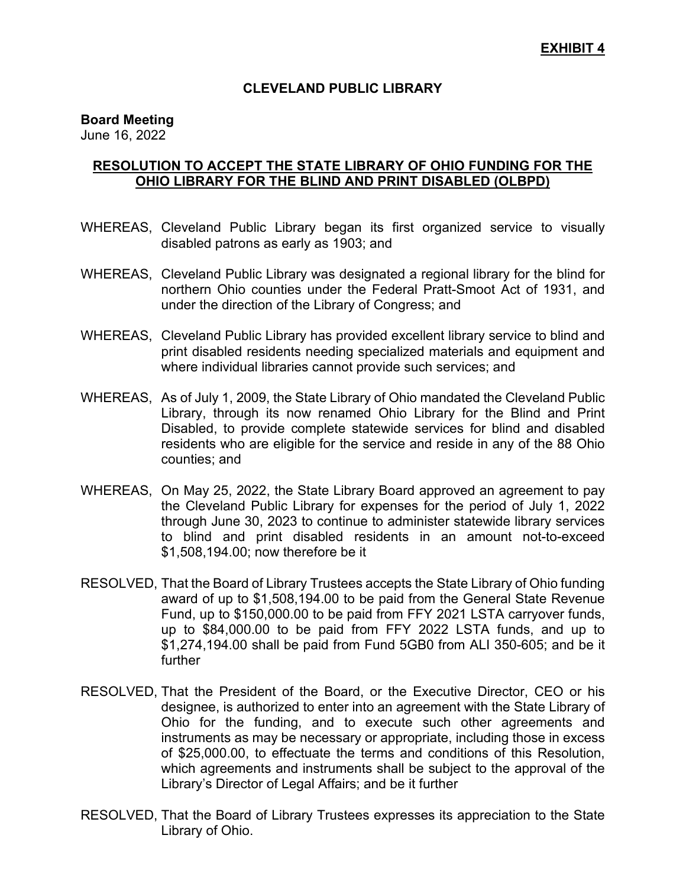**EXHIBIT 4**

# CLEVELAND PUBLIC LIBRARY

**Board Meeting**
June 16, 2022

## RESOLUTION TO ACCEPT THE STATE LIBRARY OF OHIO FUNDING FOR THE OHIO LIBRARY FOR THE BLIND AND PRINT DISABLED (OLBPD)

WHEREAS, Cleveland Public Library began its first organized service to visually disabled patrons as early as 1903; and

WHEREAS, Cleveland Public Library was designated a regional library for the blind for northern Ohio counties under the Federal Pratt-Smoot Act of 1931, and under the direction of the Library of Congress; and

WHEREAS, Cleveland Public Library has provided excellent library service to blind and print disabled residents needing specialized materials and equipment and where individual libraries cannot provide such services; and

WHEREAS, As of July 1, 2009, the State Library of Ohio mandated the Cleveland Public Library, through its now renamed Ohio Library for the Blind and Print Disabled, to provide complete statewide services for blind and disabled residents who are eligible for the service and reside in any of the 88 Ohio counties; and

WHEREAS, On May 25, 2022, the State Library Board approved an agreement to pay the Cleveland Public Library for expenses for the period of July 1, 2022 through June 30, 2023 to continue to administer statewide library services to blind and print disabled residents in an amount not-to-exceed $1,508,194.00; now therefore be it

RESOLVED, That the Board of Library Trustees accepts the State Library of Ohio funding award of up to $1,508,194.00 to be paid from the General State Revenue Fund, up to $150,000.00 to be paid from FFY 2021 LSTA carryover funds, up to $84,000.00 to be paid from FFY 2022 LSTA funds, and up to $1,274,194.00 shall be paid from Fund 5GB0 from ALI 350-605; and be it further

RESOLVED, That the President of the Board, or the Executive Director, CEO or his designee, is authorized to enter into an agreement with the State Library of Ohio for the funding, and to execute such other agreements and instruments as may be necessary or appropriate, including those in excess of $25,000.00, to effectuate the terms and conditions of this Resolution, which agreements and instruments shall be subject to the approval of the Library's Director of Legal Affairs; and be it further

RESOLVED, That the Board of Library Trustees expresses its appreciation to the State Library of Ohio.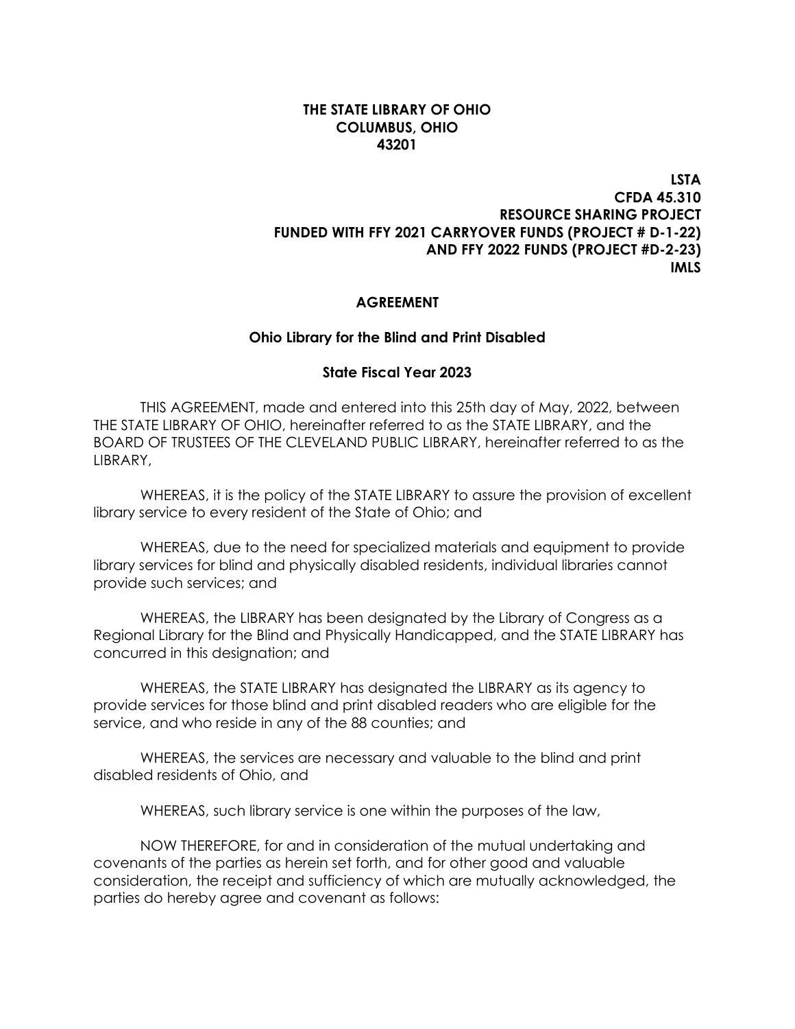**THE STATE LIBRARY OF OHIO**
**COLUMBUS, OHIO**
**43201**

**LSTA**
**CFDA 45.310**
**RESOURCE SHARING PROJECT**
**FUNDED WITH FFY 2021 CARRYOVER FUNDS (PROJECT # D-1-22)**
**AND FFY 2022 FUNDS (PROJECT #D-2-23)**
**IMLS**

## AGREEMENT

### Ohio Library for the Blind and Print Disabled

### State Fiscal Year 2023

THIS AGREEMENT, made and entered into this 25th day of May, 2022, between THE STATE LIBRARY OF OHIO, hereinafter referred to as the STATE LIBRARY, and the BOARD OF TRUSTEES OF THE CLEVELAND PUBLIC LIBRARY, hereinafter referred to as the LIBRARY,

WHEREAS, it is the policy of the STATE LIBRARY to assure the provision of excellent library service to every resident of the State of Ohio; and

WHEREAS, due to the need for specialized materials and equipment to provide library services for blind and physically disabled residents, individual libraries cannot provide such services; and

WHEREAS, the LIBRARY has been designated by the Library of Congress as a Regional Library for the Blind and Physically Handicapped, and the STATE LIBRARY has concurred in this designation; and

WHEREAS, the STATE LIBRARY has designated the LIBRARY as its agency to provide services for those blind and print disabled readers who are eligible for the service, and who reside in any of the 88 counties; and

WHEREAS, the services are necessary and valuable to the blind and print disabled residents of Ohio, and

WHEREAS, such library service is one within the purposes of the law,

NOW THEREFORE, for and in consideration of the mutual undertaking and covenants of the parties as herein set forth, and for other good and valuable consideration, the receipt and sufficiency of which are mutually acknowledged, the parties do hereby agree and covenant as follows: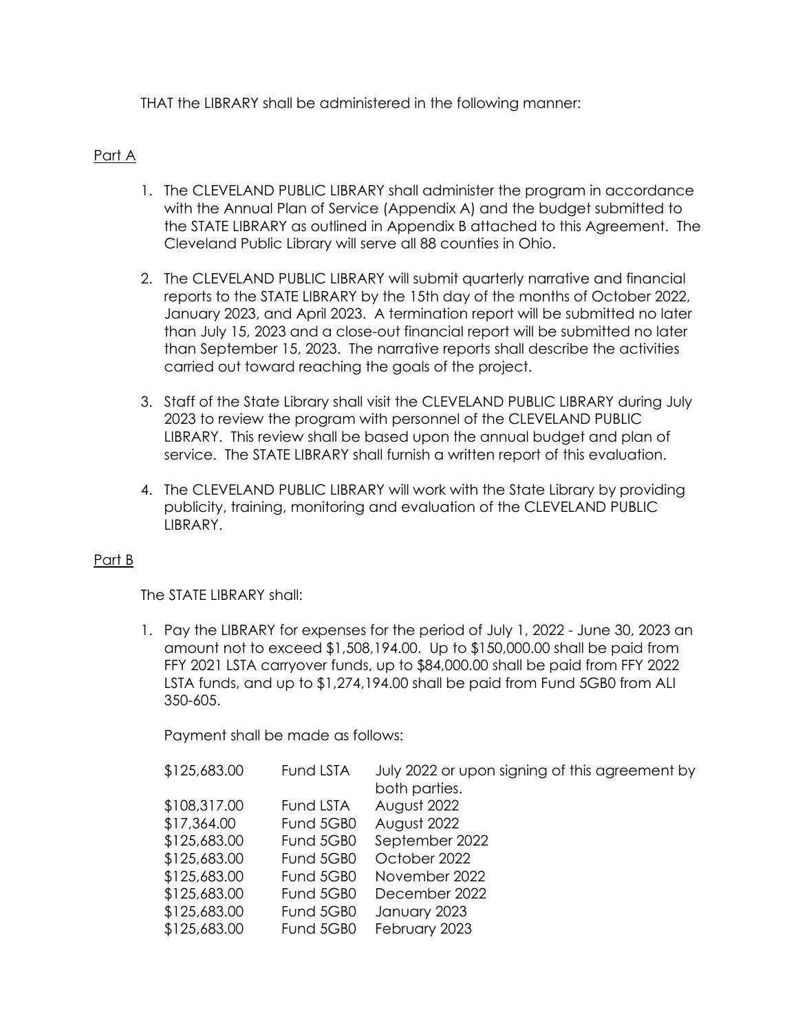THAT the LIBRARY shall be administered in the following manner:

Part A

1. The CLEVELAND PUBLIC LIBRARY shall administer the program in accordance with the Annual Plan of Service (Appendix A) and the budget submitted to the STATE LIBRARY as outlined in Appendix B attached to this Agreement. The Cleveland Public Library will serve all 88 counties in Ohio.

2. The CLEVELAND PUBLIC LIBRARY will submit quarterly narrative and financial reports to the STATE LIBRARY by the 15th day of the months of October 2022, January 2023, and April 2023. A termination report will be submitted no later than July 15, 2023 and a close-out financial report will be submitted no later than September 15, 2023. The narrative reports shall describe the activities carried out toward reaching the goals of the project.

3. Staff of the State Library shall visit the CLEVELAND PUBLIC LIBRARY during July 2023 to review the program with personnel of the CLEVELAND PUBLIC LIBRARY. This review shall be based upon the annual budget and plan of service. The STATE LIBRARY shall furnish a written report of this evaluation.

4. The CLEVELAND PUBLIC LIBRARY will work with the State Library by providing publicity, training, monitoring and evaluation of the CLEVELAND PUBLIC LIBRARY.

Part B

The STATE LIBRARY shall:

1. Pay the LIBRARY for expenses for the period of July 1, 2022 - June 30, 2023 an amount not to exceed $1,508,194.00. Up to $150,000.00 shall be paid from FFY 2021 LSTA carryover funds, up to $84,000.00 shall be paid from FFY 2022 LSTA funds, and up to $1,274,194.00 shall be paid from Fund 5GB0 from ALI 350-605.

   Payment shall be made as follows:

| | | |
|---|---|---|
| $125,683.00 | Fund LSTA | July 2022 or upon signing of this agreement by both parties. |
| $108,317.00 | Fund LSTA | August 2022 |
| $17,364.00 | Fund 5GB0 | August 2022 |
| $125,683.00 | Fund 5GB0 | September 2022 |
| $125,683.00 | Fund 5GB0 | October 2022 |
| $125,683.00 | Fund 5GB0 | November 2022 |
| $125,683.00 | Fund 5GB0 | December 2022 |
| $125,683.00 | Fund 5GB0 | January 2023 |
| $125,683.00 | Fund 5GB0 | February 2023 |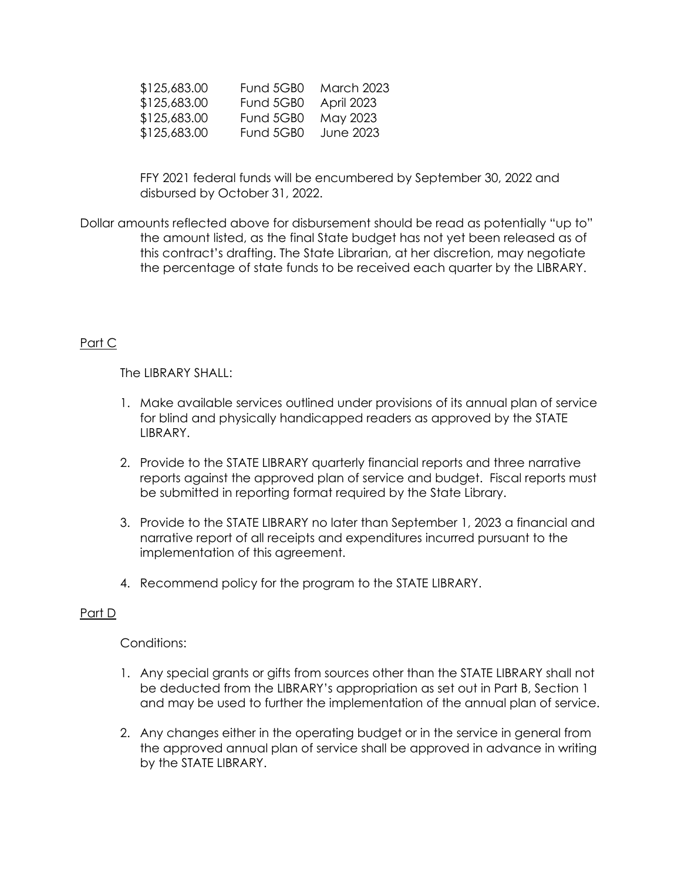| | | |
|---|---|---|
| $125,683.00 | Fund 5GB0 | March 2023 |
| $125,683.00 | Fund 5GB0 | April 2023 |
| $125,683.00 | Fund 5GB0 | May 2023 |
| $125,683.00 | Fund 5GB0 | June 2023 |

FFY 2021 federal funds will be encumbered by September 30, 2022 and disbursed by October 31, 2022.

Dollar amounts reflected above for disbursement should be read as potentially "up to" the amount listed, as the final State budget has not yet been released as of this contract's drafting. The State Librarian, at her discretion, may negotiate the percentage of state funds to be received each quarter by the LIBRARY.

## Part C

The LIBRARY SHALL:

1. Make available services outlined under provisions of its annual plan of service for blind and physically handicapped readers as approved by the STATE LIBRARY.

2. Provide to the STATE LIBRARY quarterly financial reports and three narrative reports against the approved plan of service and budget. Fiscal reports must be submitted in reporting format required by the State Library.

3. Provide to the STATE LIBRARY no later than September 1, 2023 a financial and narrative report of all receipts and expenditures incurred pursuant to the implementation of this agreement.

4. Recommend policy for the program to the STATE LIBRARY.

## Part D

Conditions:

1. Any special grants or gifts from sources other than the STATE LIBRARY shall not be deducted from the LIBRARY's appropriation as set out in Part B, Section 1 and may be used to further the implementation of the annual plan of service.

2. Any changes either in the operating budget or in the service in general from the approved annual plan of service shall be approved in advance in writing by the STATE LIBRARY.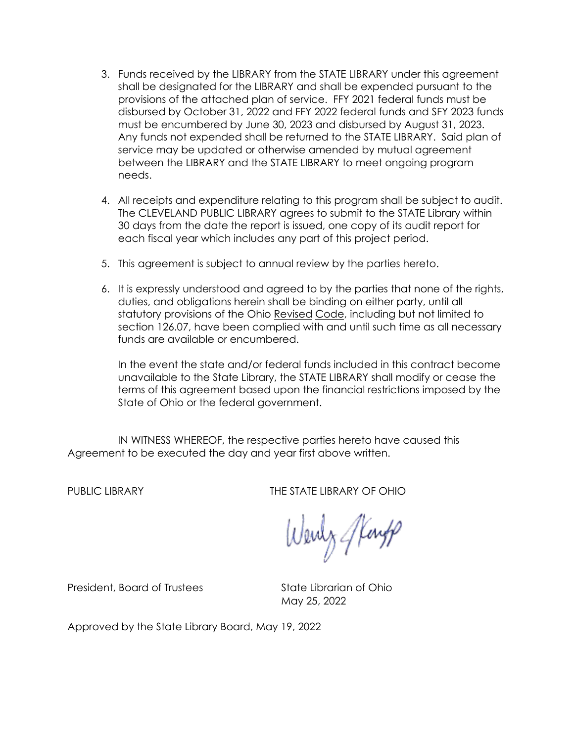3. Funds received by the LIBRARY from the STATE LIBRARY under this agreement shall be designated for the LIBRARY and shall be expended pursuant to the provisions of the attached plan of service. FFY 2021 federal funds must be disbursed by October 31, 2022 and FFY 2022 federal funds and SFY 2023 funds must be encumbered by June 30, 2023 and disbursed by August 31, 2023. Any funds not expended shall be returned to the STATE LIBRARY. Said plan of service may be updated or otherwise amended by mutual agreement between the LIBRARY and the STATE LIBRARY to meet ongoing program needs.

4. All receipts and expenditure relating to this program shall be subject to audit. The CLEVELAND PUBLIC LIBRARY agrees to submit to the STATE Library within 30 days from the date the report is issued, one copy of its audit report for each fiscal year which includes any part of this project period.

5. This agreement is subject to annual review by the parties hereto.

6. It is expressly understood and agreed to by the parties that none of the rights, duties, and obligations herein shall be binding on either party, until all statutory provisions of the Ohio Revised Code, including but not limited to section 126.07, have been complied with and until such time as all necessary funds are available or encumbered.

   In the event the state and/or federal funds included in this contract become unavailable to the State Library, the STATE LIBRARY shall modify or cease the terms of this agreement based upon the financial restrictions imposed by the State of Ohio or the federal government.

IN WITNESS WHEREOF, the respective parties hereto have caused this Agreement to be executed the day and year first above written.

PUBLIC LIBRARY

President, Board of Trustees

THE STATE LIBRARY OF OHIO

Wendy Knapp

State Librarian of Ohio
May 25, 2022

Approved by the State Library Board, May 19, 2022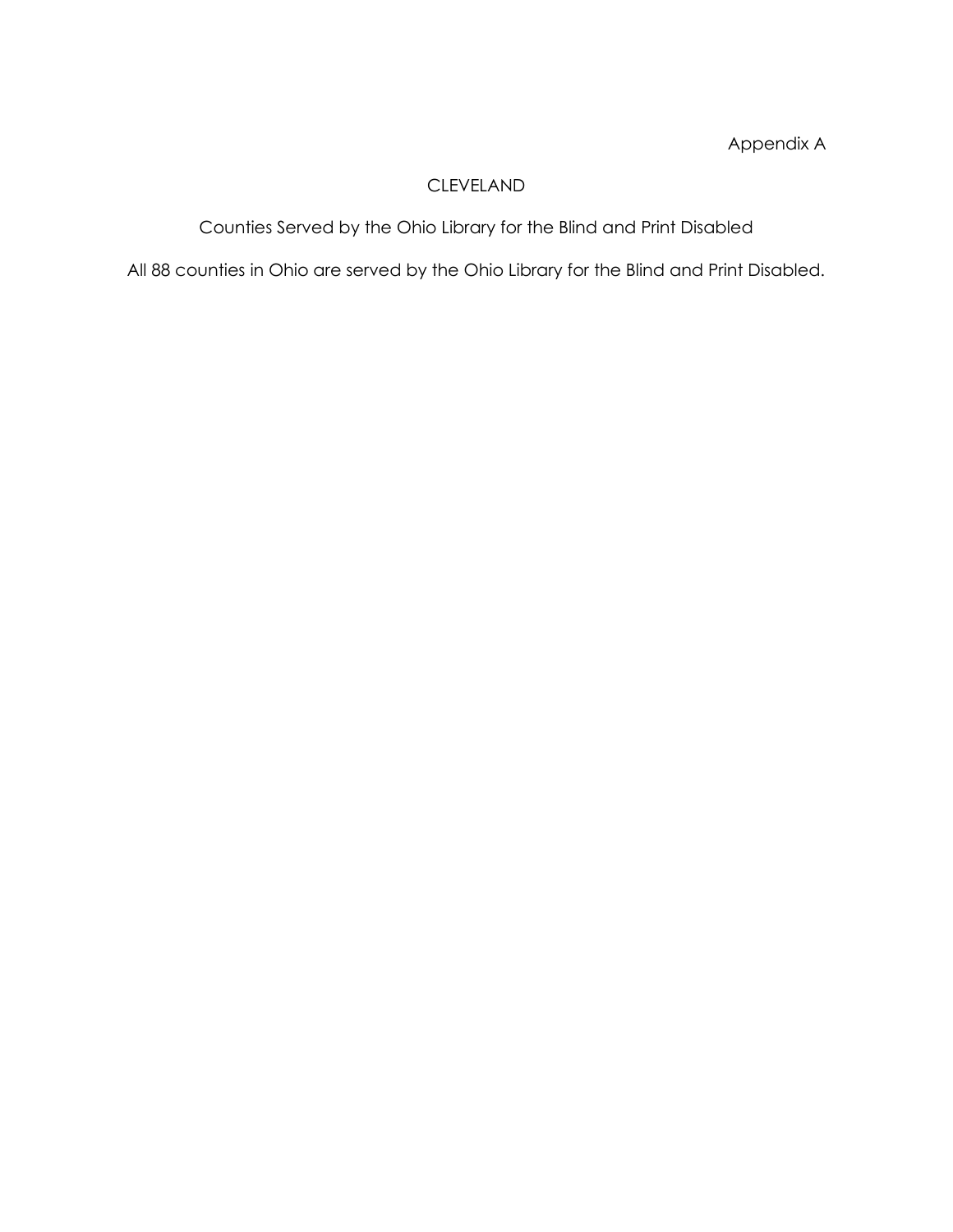Appendix A

# CLEVELAND

## Counties Served by the Ohio Library for the Blind and Print Disabled

All 88 counties in Ohio are served by the Ohio Library for the Blind and Print Disabled.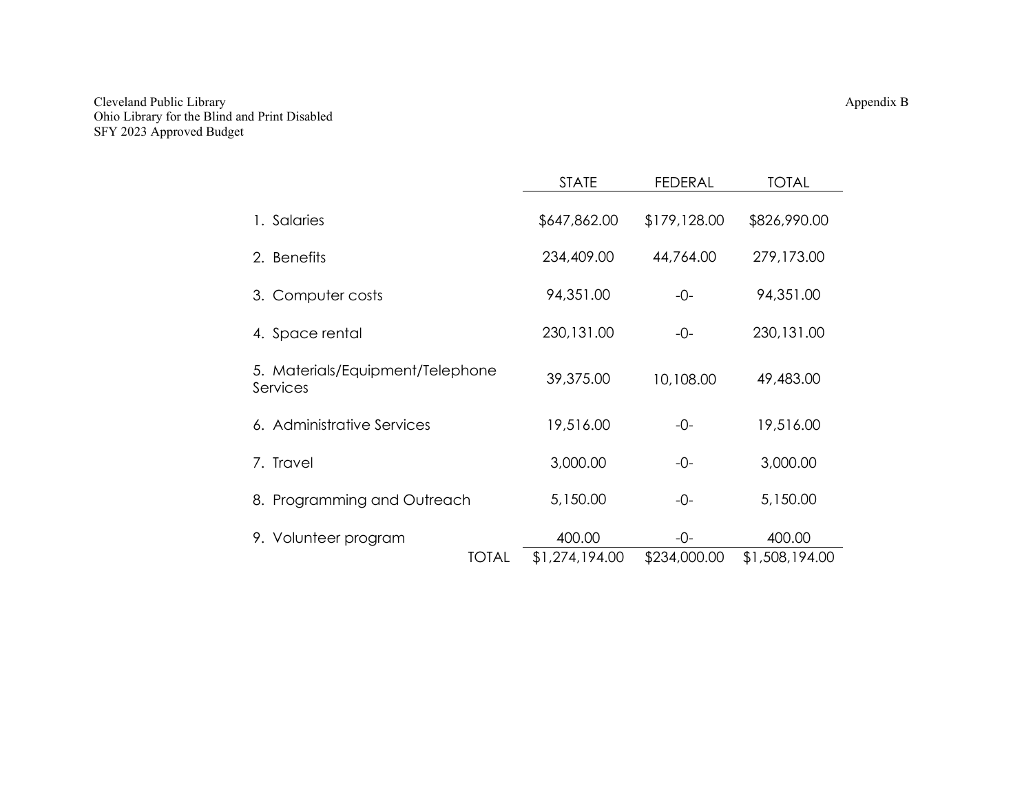Cleveland Public Library
Ohio Library for the Blind and Print Disabled
SFY 2023 Approved Budget

Appendix B

| | STATE | FEDERAL | TOTAL |
|---|---|---|---|
| 1. Salaries | $647,862.00 | $179,128.00 | $826,990.00 |
| 2. Benefits | 234,409.00 | 44,764.00 | 279,173.00 |
| 3. Computer costs | 94,351.00 | -0- | 94,351.00 |
| 4. Space rental | 230,131.00 | -0- | 230,131.00 |
| 5. Materials/Equipment/Telephone Services | 39,375.00 | 10,108.00 | 49,483.00 |
| 6. Administrative Services | 19,516.00 | -0- | 19,516.00 |
| 7. Travel | 3,000.00 | -0- | 3,000.00 |
| 8. Programming and Outreach | 5,150.00 | -0- | 5,150.00 |
| 9. Volunteer program | 400.00 | -0- | 400.00 |
| TOTAL | $1,274,194.00 | $234,000.00 | $1,508,194.00 |